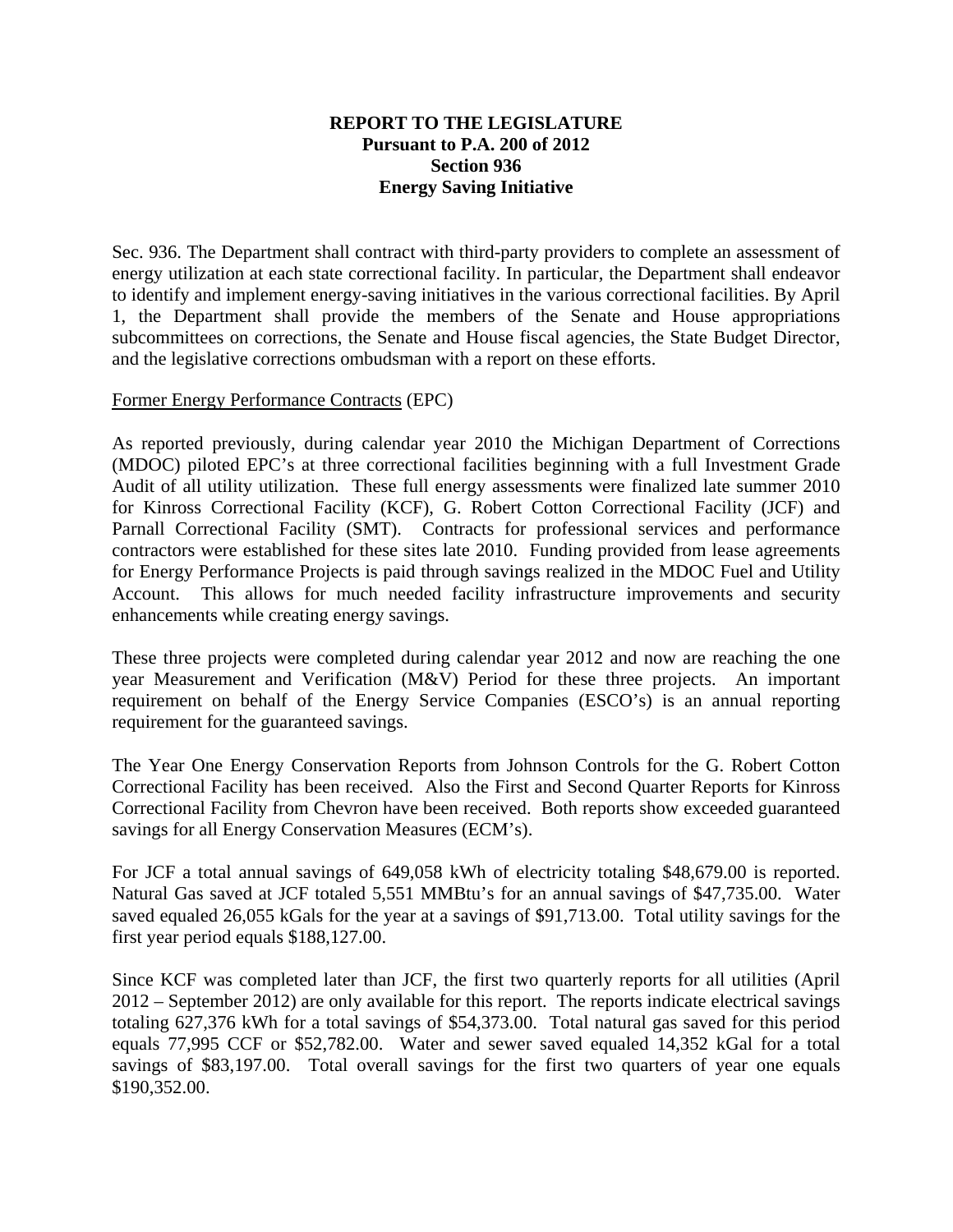**REPORT TO THE LEGISLATURE**
**Pursuant to P.A. 200 of 2012**
**Section 936**
**Energy Saving Initiative**

Sec. 936. The Department shall contract with third-party providers to complete an assessment of energy utilization at each state correctional facility. In particular, the Department shall endeavor to identify and implement energy-saving initiatives in the various correctional facilities. By April 1, the Department shall provide the members of the Senate and House appropriations subcommittees on corrections, the Senate and House fiscal agencies, the State Budget Director, and the legislative corrections ombudsman with a report on these efforts.

Former Energy Performance Contracts (EPC)

As reported previously, during calendar year 2010 the Michigan Department of Corrections (MDOC) piloted EPC's at three correctional facilities beginning with a full Investment Grade Audit of all utility utilization. These full energy assessments were finalized late summer 2010 for Kinross Correctional Facility (KCF), G. Robert Cotton Correctional Facility (JCF) and Parnall Correctional Facility (SMT). Contracts for professional services and performance contractors were established for these sites late 2010. Funding provided from lease agreements for Energy Performance Projects is paid through savings realized in the MDOC Fuel and Utility Account. This allows for much needed facility infrastructure improvements and security enhancements while creating energy savings.

These three projects were completed during calendar year 2012 and now are reaching the one year Measurement and Verification (M&V) Period for these three projects. An important requirement on behalf of the Energy Service Companies (ESCO's) is an annual reporting requirement for the guaranteed savings.

The Year One Energy Conservation Reports from Johnson Controls for the G. Robert Cotton Correctional Facility has been received. Also the First and Second Quarter Reports for Kinross Correctional Facility from Chevron have been received. Both reports show exceeded guaranteed savings for all Energy Conservation Measures (ECM's).

For JCF a total annual savings of 649,058 kWh of electricity totaling $48,679.00 is reported. Natural Gas saved at JCF totaled 5,551 MMBtu's for an annual savings of $47,735.00. Water saved equaled 26,055 kGals for the year at a savings of $91,713.00. Total utility savings for the first year period equals $188,127.00.

Since KCF was completed later than JCF, the first two quarterly reports for all utilities (April 2012 – September 2012) are only available for this report. The reports indicate electrical savings totaling 627,376 kWh for a total savings of $54,373.00. Total natural gas saved for this period equals 77,995 CCF or $52,782.00. Water and sewer saved equaled 14,352 kGal for a total savings of $83,197.00. Total overall savings for the first two quarters of year one equals $190,352.00.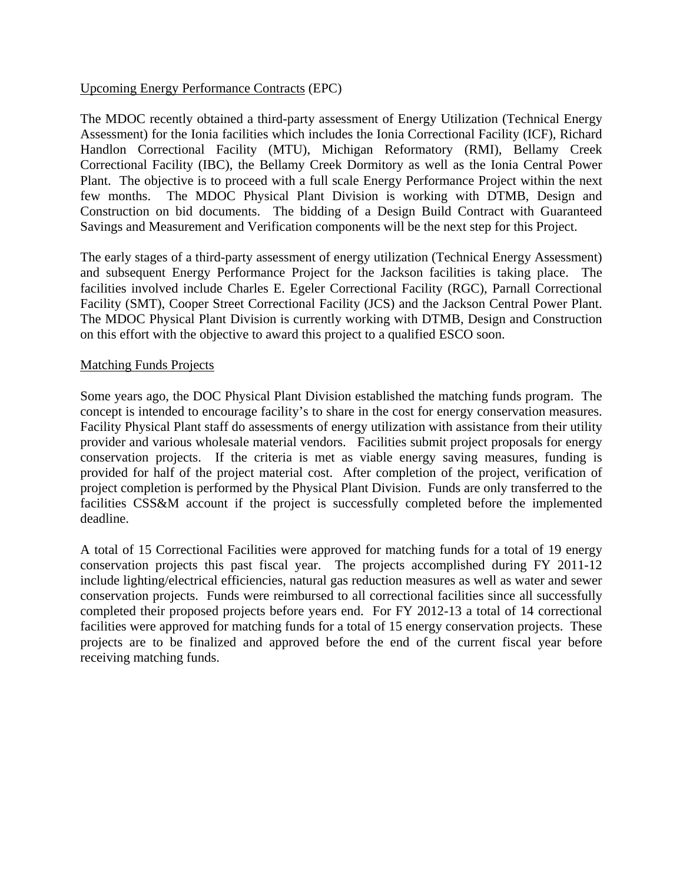<u>Upcoming Energy Performance Contracts</u> (EPC)

The MDOC recently obtained a third-party assessment of Energy Utilization (Technical Energy Assessment) for the Ionia facilities which includes the Ionia Correctional Facility (ICF), Richard Handlon Correctional Facility (MTU), Michigan Reformatory (RMI), Bellamy Creek Correctional Facility (IBC), the Bellamy Creek Dormitory as well as the Ionia Central Power Plant. The objective is to proceed with a full scale Energy Performance Project within the next few months. The MDOC Physical Plant Division is working with DTMB, Design and Construction on bid documents. The bidding of a Design Build Contract with Guaranteed Savings and Measurement and Verification components will be the next step for this Project.

The early stages of a third-party assessment of energy utilization (Technical Energy Assessment) and subsequent Energy Performance Project for the Jackson facilities is taking place. The facilities involved include Charles E. Egeler Correctional Facility (RGC), Parnall Correctional Facility (SMT), Cooper Street Correctional Facility (JCS) and the Jackson Central Power Plant. The MDOC Physical Plant Division is currently working with DTMB, Design and Construction on this effort with the objective to award this project to a qualified ESCO soon.

<u>Matching Funds Projects</u>

Some years ago, the DOC Physical Plant Division established the matching funds program. The concept is intended to encourage facility's to share in the cost for energy conservation measures. Facility Physical Plant staff do assessments of energy utilization with assistance from their utility provider and various wholesale material vendors. Facilities submit project proposals for energy conservation projects. If the criteria is met as viable energy saving measures, funding is provided for half of the project material cost. After completion of the project, verification of project completion is performed by the Physical Plant Division. Funds are only transferred to the facilities CSS&M account if the project is successfully completed before the implemented deadline.

A total of 15 Correctional Facilities were approved for matching funds for a total of 19 energy conservation projects this past fiscal year. The projects accomplished during FY 2011-12 include lighting/electrical efficiencies, natural gas reduction measures as well as water and sewer conservation projects. Funds were reimbursed to all correctional facilities since all successfully completed their proposed projects before years end. For FY 2012-13 a total of 14 correctional facilities were approved for matching funds for a total of 15 energy conservation projects. These projects are to be finalized and approved before the end of the current fiscal year before receiving matching funds.